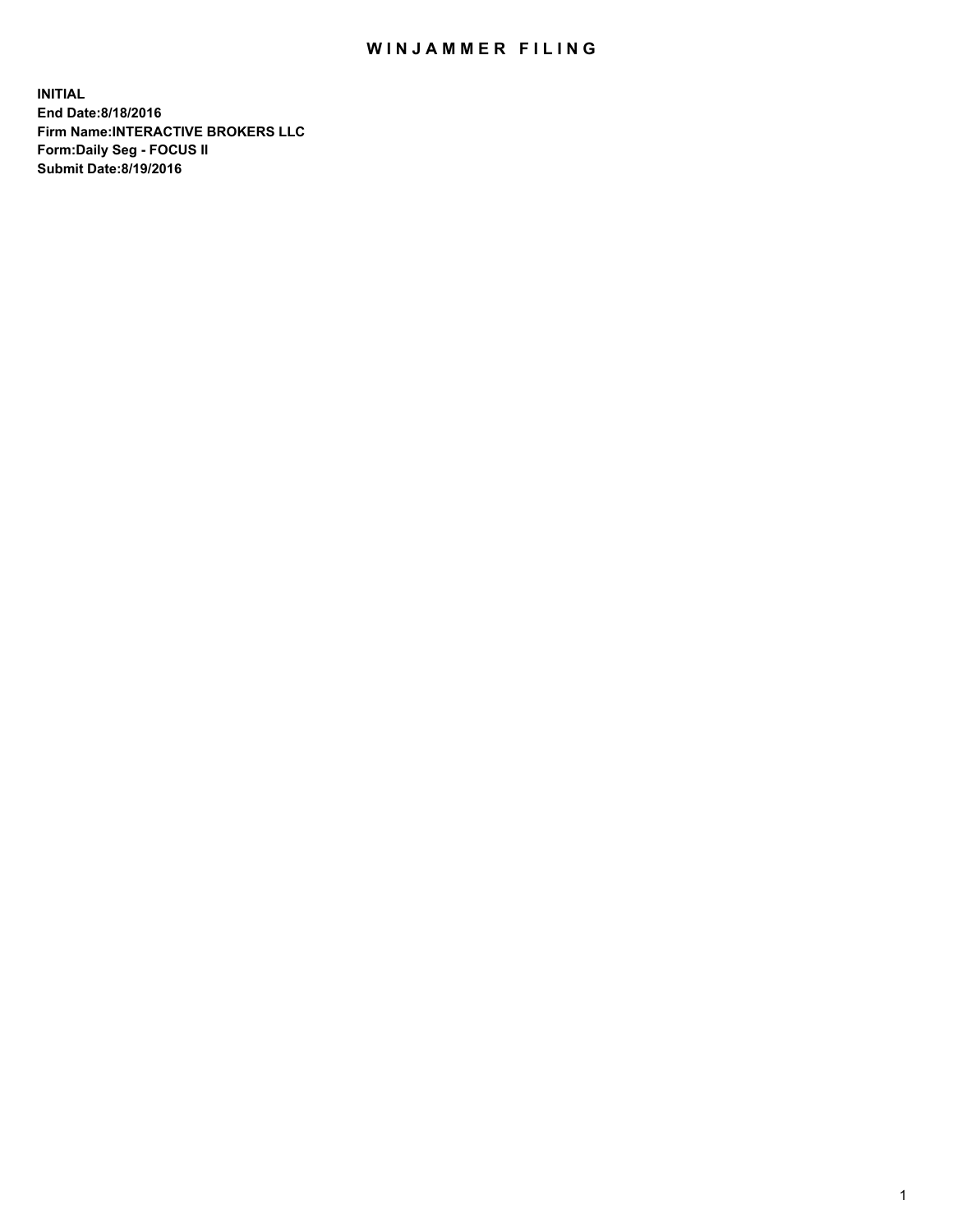# WINJAMMER FILING

**INITIAL**
**End Date:8/18/2016**
**Firm Name:INTERACTIVE BROKERS LLC**
**Form:Daily Seg - FOCUS II**
**Submit Date:8/19/2016**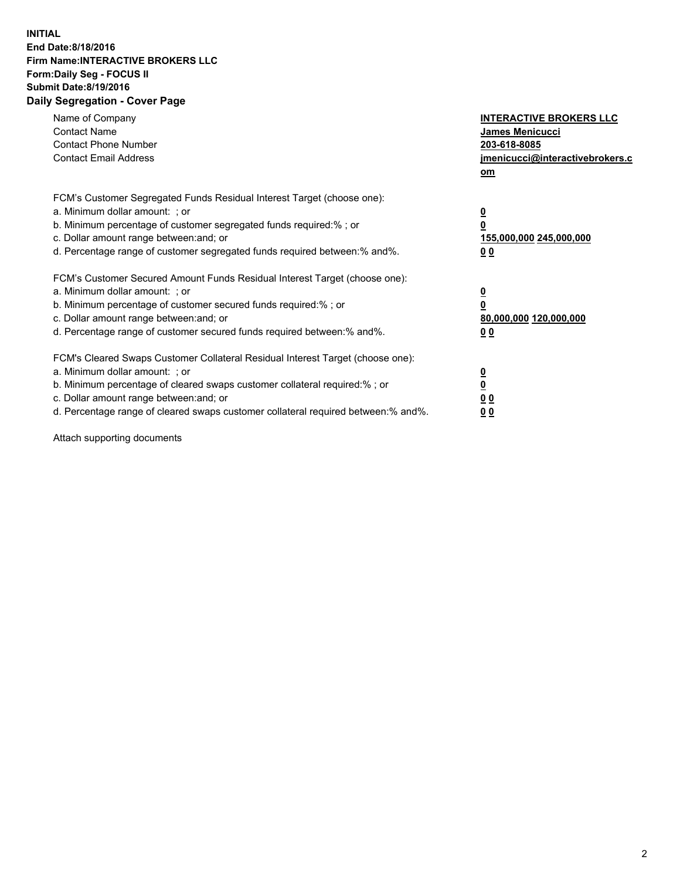**INITIAL**
**End Date:8/18/2016**
**Firm Name:INTERACTIVE BROKERS LLC**
**Form:Daily Seg - FOCUS II**
**Submit Date:8/19/2016**
**Daily Segregation - Cover Page**

| | |
|---|---|
| Name of Company | **INTERACTIVE BROKERS LLC** |
| Contact Name | **James Menicucci** |
| Contact Phone Number | **203-618-8085** |
| Contact Email Address | **jmenicucci@interactivebrokers.com** |

FCM's Customer Segregated Funds Residual Interest Target (choose one):

| | |
|---|---|
| a. Minimum dollar amount: ; or | **0** |
| b. Minimum percentage of customer segregated funds required:% ; or | **0** |
| c. Dollar amount range between:and; or | **155,000,000 245,000,000** |
| d. Percentage range of customer segregated funds required between:% and%. | **0 0** |

FCM's Customer Secured Amount Funds Residual Interest Target (choose one):

| | |
|---|---|
| a. Minimum dollar amount: ; or | **0** |
| b. Minimum percentage of customer secured funds required:% ; or | **0** |
| c. Dollar amount range between:and; or | **80,000,000 120,000,000** |
| d. Percentage range of customer secured funds required between:% and%. | **0 0** |

FCM's Cleared Swaps Customer Collateral Residual Interest Target (choose one):

| | |
|---|---|
| a. Minimum dollar amount: ; or | **0** |
| b. Minimum percentage of cleared swaps customer collateral required:% ; or | **0** |
| c. Dollar amount range between:and; or | **0 0** |
| d. Percentage range of cleared swaps customer collateral required between:% and%. | **0 0** |

Attach supporting documents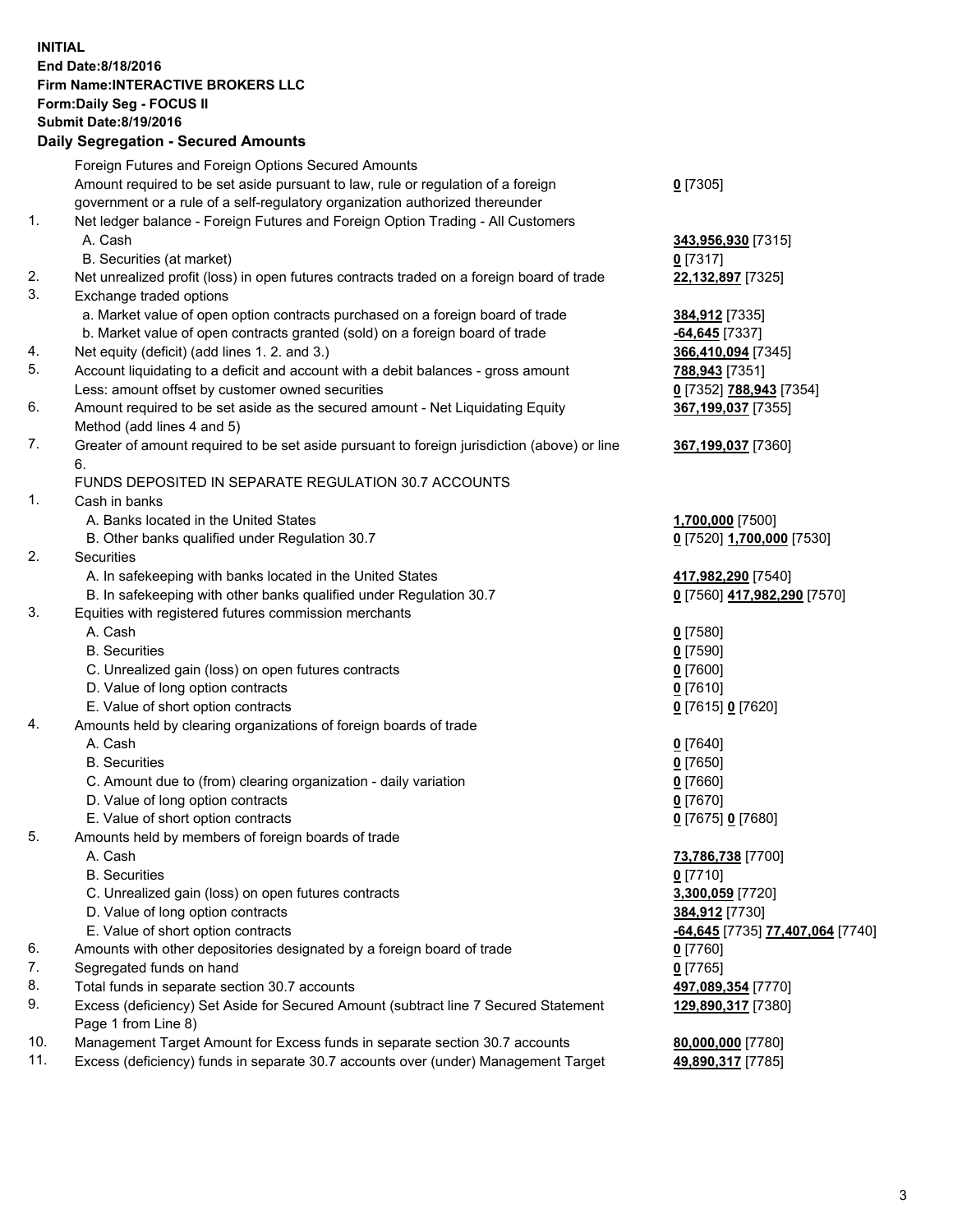**INITIAL**
**End Date:8/18/2016**
**Firm Name:INTERACTIVE BROKERS LLC**
**Form:Daily Seg - FOCUS II**
**Submit Date:8/19/2016**

## Daily Segregation - Secured Amounts

| | | |
|---|---|---|
| | Foreign Futures and Foreign Options Secured Amounts | |
| | Amount required to be set aside pursuant to law, rule or regulation of a foreign government or a rule of a self-regulatory organization authorized thereunder | **0** [7305] |
| 1. | Net ledger balance - Foreign Futures and Foreign Option Trading - All Customers | |
| | A. Cash | **343,956,930** [7315] |
| | B. Securities (at market) | **0** [7317] |
| 2. | Net unrealized profit (loss) in open futures contracts traded on a foreign board of trade | **22,132,897** [7325] |
| 3. | Exchange traded options | |
| | a. Market value of open option contracts purchased on a foreign board of trade | **384,912** [7335] |
| | b. Market value of open contracts granted (sold) on a foreign board of trade | **-64,645** [7337] |
| 4. | Net equity (deficit) (add lines 1. 2. and 3.) | **366,410,094** [7345] |
| 5. | Account liquidating to a deficit and account with a debit balances - gross amount | **788,943** [7351] |
| | Less: amount offset by customer owned securities | **0** [7352] **788,943** [7354] |
| 6. | Amount required to be set aside as the secured amount - Net Liquidating Equity Method (add lines 4 and 5) | **367,199,037** [7355] |
| 7. | Greater of amount required to be set aside pursuant to foreign jurisdiction (above) or line 6. | **367,199,037** [7360] |
| | FUNDS DEPOSITED IN SEPARATE REGULATION 30.7 ACCOUNTS | |
| 1. | Cash in banks | |
| | A. Banks located in the United States | **1,700,000** [7500] |
| | B. Other banks qualified under Regulation 30.7 | **0** [7520] **1,700,000** [7530] |
| 2. | Securities | |
| | A. In safekeeping with banks located in the United States | **417,982,290** [7540] |
| | B. In safekeeping with other banks qualified under Regulation 30.7 | **0** [7560] **417,982,290** [7570] |
| 3. | Equities with registered futures commission merchants | |
| | A. Cash | **0** [7580] |
| | B. Securities | **0** [7590] |
| | C. Unrealized gain (loss) on open futures contracts | **0** [7600] |
| | D. Value of long option contracts | **0** [7610] |
| | E. Value of short option contracts | **0** [7615] **0** [7620] |
| 4. | Amounts held by clearing organizations of foreign boards of trade | |
| | A. Cash | **0** [7640] |
| | B. Securities | **0** [7650] |
| | C. Amount due to (from) clearing organization - daily variation | **0** [7660] |
| | D. Value of long option contracts | **0** [7670] |
| | E. Value of short option contracts | **0** [7675] **0** [7680] |
| 5. | Amounts held by members of foreign boards of trade | |
| | A. Cash | **73,786,738** [7700] |
| | B. Securities | **0** [7710] |
| | C. Unrealized gain (loss) on open futures contracts | **3,300,059** [7720] |
| | D. Value of long option contracts | **384,912** [7730] |
| | E. Value of short option contracts | **-64,645** [7735] **77,407,064** [7740] |
| 6. | Amounts with other depositories designated by a foreign board of trade | **0** [7760] |
| 7. | Segregated funds on hand | **0** [7765] |
| 8. | Total funds in separate section 30.7 accounts | **497,089,354** [7770] |
| 9. | Excess (deficiency) Set Aside for Secured Amount (subtract line 7 Secured Statement Page 1 from Line 8) | **129,890,317** [7380] |
| 10. | Management Target Amount for Excess funds in separate section 30.7 accounts | **80,000,000** [7780] |
| 11. | Excess (deficiency) funds in separate 30.7 accounts over (under) Management Target | **49,890,317** [7785] |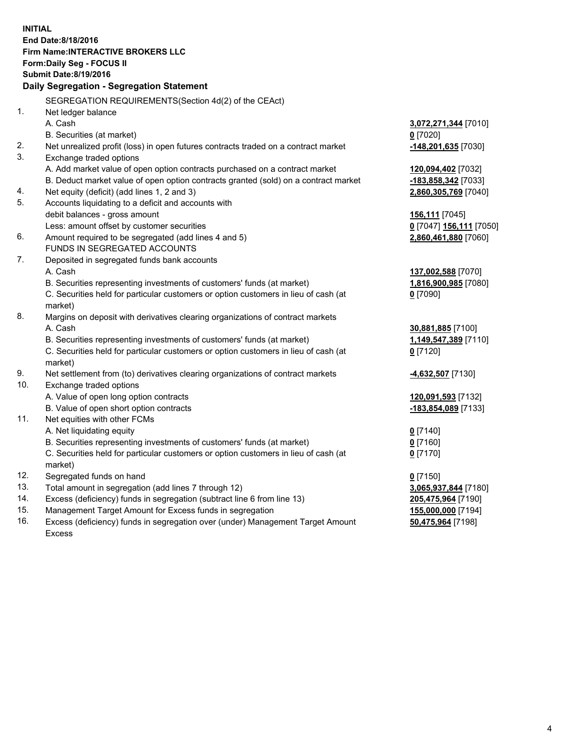**INITIAL**
**End Date:8/18/2016**
**Firm Name:INTERACTIVE BROKERS LLC**
**Form:Daily Seg - FOCUS II**
**Submit Date:8/19/2016**

## Daily Segregation - Segregation Statement

SEGREGATION REQUIREMENTS(Section 4d(2) of the CEAct)

| | | |
|---|---|---|
| 1. | Net ledger balance | |
| | A. Cash | **3,072,271,344** [7010] |
| | B. Securities (at market) | **0** [7020] |
| 2. | Net unrealized profit (loss) in open futures contracts traded on a contract market | **-148,201,635** [7030] |
| 3. | Exchange traded options | |
| | A. Add market value of open option contracts purchased on a contract market | **120,094,402** [7032] |
| | B. Deduct market value of open option contracts granted (sold) on a contract market | **-183,858,342** [7033] |
| 4. | Net equity (deficit) (add lines 1, 2 and 3) | **2,860,305,769** [7040] |
| 5. | Accounts liquidating to a deficit and accounts with | |
| | debit balances - gross amount | **156,111** [7045] |
| | Less: amount offset by customer securities | **0** [7047] **156,111** [7050] |
| 6. | Amount required to be segregated (add lines 4 and 5) | **2,860,461,880** [7060] |
| | FUNDS IN SEGREGATED ACCOUNTS | |
| 7. | Deposited in segregated funds bank accounts | |
| | A. Cash | **137,002,588** [7070] |
| | B. Securities representing investments of customers' funds (at market) | **1,816,900,985** [7080] |
| | C. Securities held for particular customers or option customers in lieu of cash (at market) | **0** [7090] |
| 8. | Margins on deposit with derivatives clearing organizations of contract markets | |
| | A. Cash | **30,881,885** [7100] |
| | B. Securities representing investments of customers' funds (at market) | **1,149,547,389** [7110] |
| | C. Securities held for particular customers or option customers in lieu of cash (at market) | **0** [7120] |
| 9. | Net settlement from (to) derivatives clearing organizations of contract markets | **-4,632,507** [7130] |
| 10. | Exchange traded options | |
| | A. Value of open long option contracts | **120,091,593** [7132] |
| | B. Value of open short option contracts | **-183,854,089** [7133] |
| 11. | Net equities with other FCMs | |
| | A. Net liquidating equity | **0** [7140] |
| | B. Securities representing investments of customers' funds (at market) | **0** [7160] |
| | C. Securities held for particular customers or option customers in lieu of cash (at market) | **0** [7170] |
| 12. | Segregated funds on hand | **0** [7150] |
| 13. | Total amount in segregation (add lines 7 through 12) | **3,065,937,844** [7180] |
| 14. | Excess (deficiency) funds in segregation (subtract line 6 from line 13) | **205,475,964** [7190] |
| 15. | Management Target Amount for Excess funds in segregation | **155,000,000** [7194] |
| 16. | Excess (deficiency) funds in segregation over (under) Management Target Amount Excess | **50,475,964** [7198] |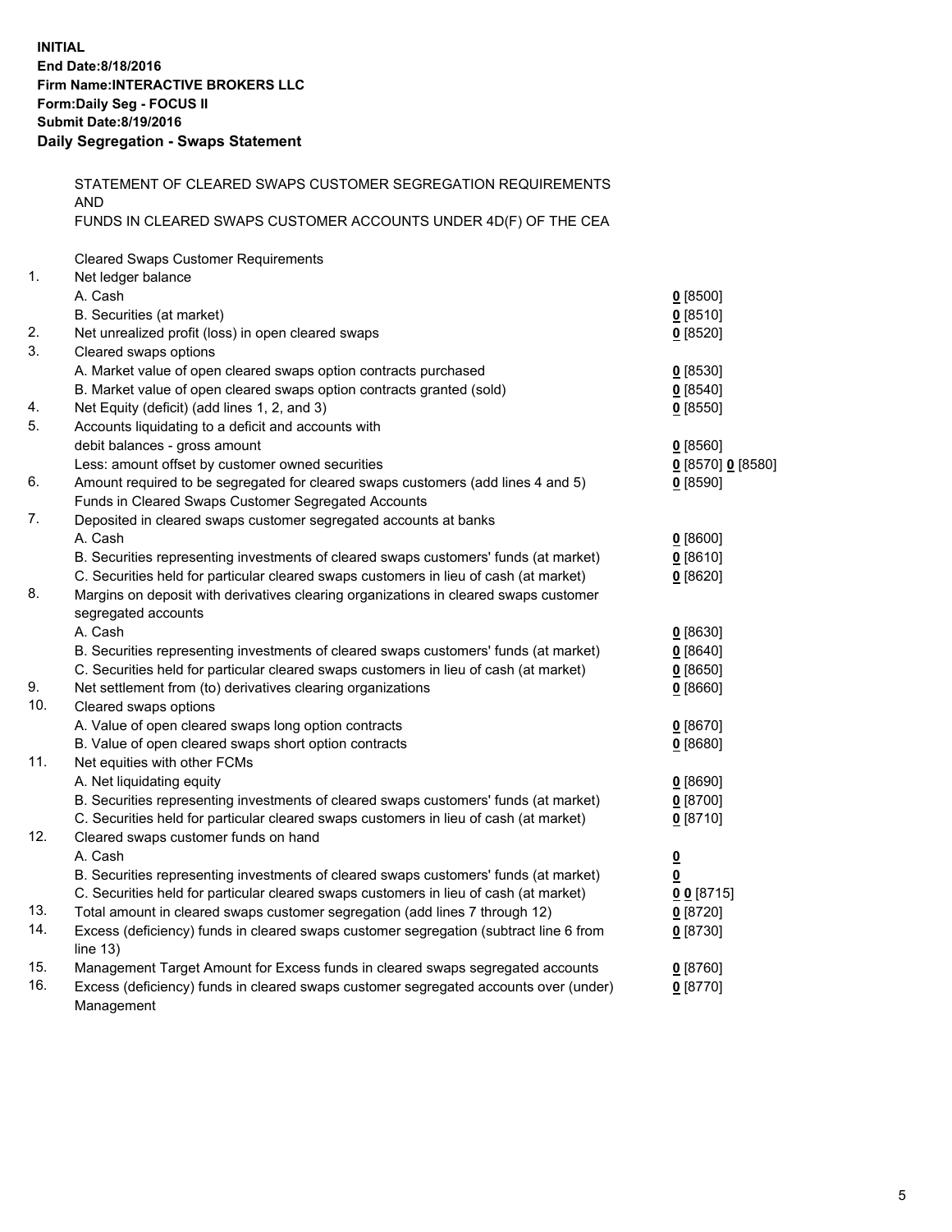**INITIAL**
**End Date:8/18/2016**
**Firm Name:INTERACTIVE BROKERS LLC**
**Form:Daily Seg - FOCUS II**
**Submit Date:8/19/2016**
**Daily Segregation - Swaps Statement**

STATEMENT OF CLEARED SWAPS CUSTOMER SEGREGATION REQUIREMENTS AND FUNDS IN CLEARED SWAPS CUSTOMER ACCOUNTS UNDER 4D(F) OF THE CEA

| | | |
|---|---|---|
| | Cleared Swaps Customer Requirements | |
| 1. | Net ledger balance | |
| | A. Cash | 0 [8500] |
| | B. Securities (at market) | 0 [8510] |
| 2. | Net unrealized profit (loss) in open cleared swaps | 0 [8520] |
| 3. | Cleared swaps options | |
| | A. Market value of open cleared swaps option contracts purchased | 0 [8530] |
| | B. Market value of open cleared swaps option contracts granted (sold) | 0 [8540] |
| 4. | Net Equity (deficit) (add lines 1, 2, and 3) | 0 [8550] |
| 5. | Accounts liquidating to a deficit and accounts with debit balances - gross amount | 0 [8560] |
| | Less: amount offset by customer owned securities | 0 [8570] 0 [8580] |
| 6. | Amount required to be segregated for cleared swaps customers (add lines 4 and 5) | 0 [8590] |
| | Funds in Cleared Swaps Customer Segregated Accounts | |
| 7. | Deposited in cleared swaps customer segregated accounts at banks | |
| | A. Cash | 0 [8600] |
| | B. Securities representing investments of cleared swaps customers' funds (at market) | 0 [8610] |
| | C. Securities held for particular cleared swaps customers in lieu of cash (at market) | 0 [8620] |
| 8. | Margins on deposit with derivatives clearing organizations in cleared swaps customer segregated accounts | |
| | A. Cash | 0 [8630] |
| | B. Securities representing investments of cleared swaps customers' funds (at market) | 0 [8640] |
| | C. Securities held for particular cleared swaps customers in lieu of cash (at market) | 0 [8650] |
| 9. | Net settlement from (to) derivatives clearing organizations | 0 [8660] |
| 10. | Cleared swaps options | |
| | A. Value of open cleared swaps long option contracts | 0 [8670] |
| | B. Value of open cleared swaps short option contracts | 0 [8680] |
| 11. | Net equities with other FCMs | |
| | A. Net liquidating equity | 0 [8690] |
| | B. Securities representing investments of cleared swaps customers' funds (at market) | 0 [8700] |
| | C. Securities held for particular cleared swaps customers in lieu of cash (at market) | 0 [8710] |
| 12. | Cleared swaps customer funds on hand | |
| | A. Cash | 0 |
| | B. Securities representing investments of cleared swaps customers' funds (at market) | 0 |
| | C. Securities held for particular cleared swaps customers in lieu of cash (at market) | 0 0 [8715] |
| 13. | Total amount in cleared swaps customer segregation (add lines 7 through 12) | 0 [8720] |
| 14. | Excess (deficiency) funds in cleared swaps customer segregation (subtract line 6 from line 13) | 0 [8730] |
| 15. | Management Target Amount for Excess funds in cleared swaps segregated accounts | 0 [8760] |
| 16. | Excess (deficiency) funds in cleared swaps customer segregated accounts over (under) Management | 0 [8770] |